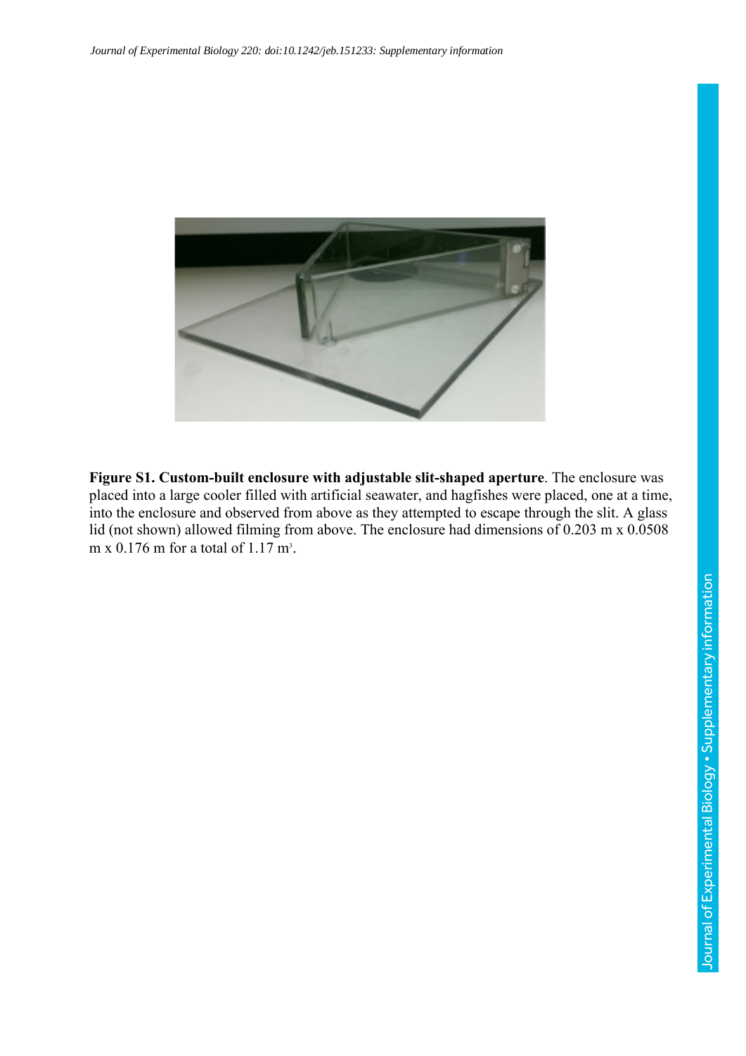**Figure S1. Custom-built enclosure with adjustable slit-shaped aperture**. The enclosure was placed into a large cooler filled with artificial seawater, and hagfishes were placed, one at a time, into the enclosure and observed from above as they attempted to escape through the slit. A glass lid (not shown) allowed filming from above. The enclosure had dimensions of 0.203 m x 0.0508 m x 0.176 m for a total of 1.17 $m^3$.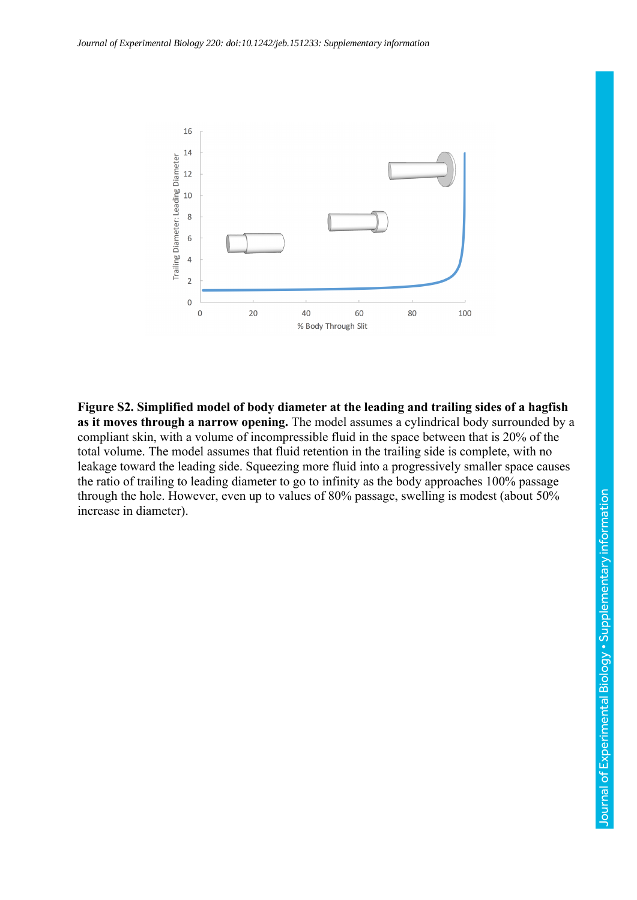**Figure S2. Simplified model of body diameter at the leading and trailing sides of a hagfish as it moves through a narrow opening.** The model assumes a cylindrical body surrounded by a compliant skin, with a volume of incompressible fluid in the space between that is 20% of the total volume. The model assumes that fluid retention in the trailing side is complete, with no leakage toward the leading side. Squeezing more fluid into a progressively smaller space causes the ratio of trailing to leading diameter to go to infinity as the body approaches 100% passage through the hole. However, even up to values of 80% passage, swelling is modest (about 50% increase in diameter).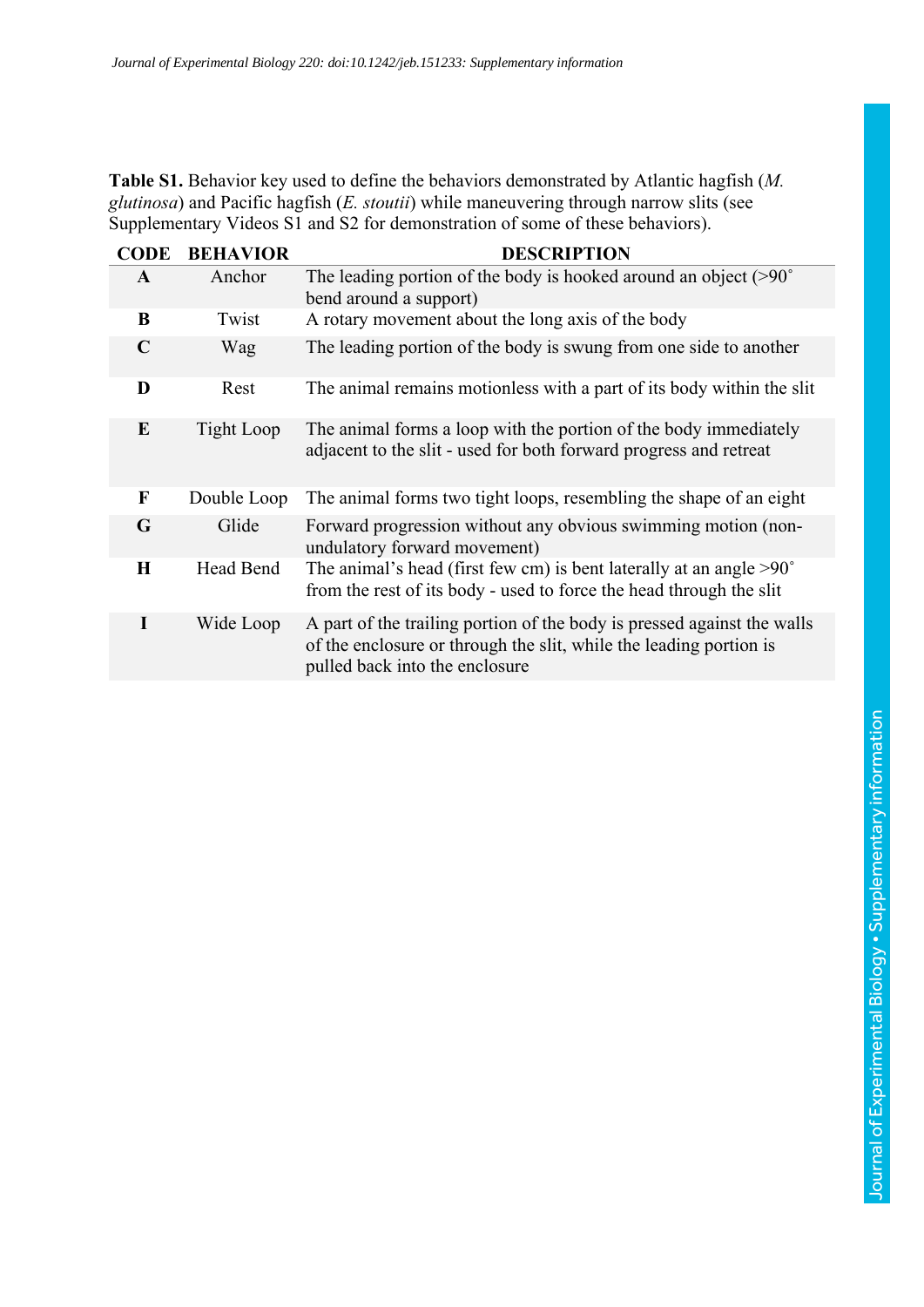**Table S1.** Behavior key used to define the behaviors demonstrated by Atlantic hagfish (*M. glutinosa*) and Pacific hagfish (*E. stoutii*) while maneuvering through narrow slits (see Supplementary Videos S1 and S2 for demonstration of some of these behaviors).

| CODE | BEHAVIOR | DESCRIPTION |
|---|---|---|
| **A** | Anchor | The leading portion of the body is hooked around an object (>90˚ bend around a support) |
| **B** | Twist | A rotary movement about the long axis of the body |
| **C** | Wag | The leading portion of the body is swung from one side to another |
| **D** | Rest | The animal remains motionless with a part of its body within the slit |
| **E** | Tight Loop | The animal forms a loop with the portion of the body immediately adjacent to the slit - used for both forward progress and retreat |
| **F** | Double Loop | The animal forms two tight loops, resembling the shape of an eight |
| **G** | Glide | Forward progression without any obvious swimming motion (non-undulatory forward movement) |
| **H** | Head Bend | The animal's head (first few cm) is bent laterally at an angle >90˚ from the rest of its body - used to force the head through the slit |
| **I** | Wide Loop | A part of the trailing portion of the body is pressed against the walls of the enclosure or through the slit, while the leading portion is pulled back into the enclosure |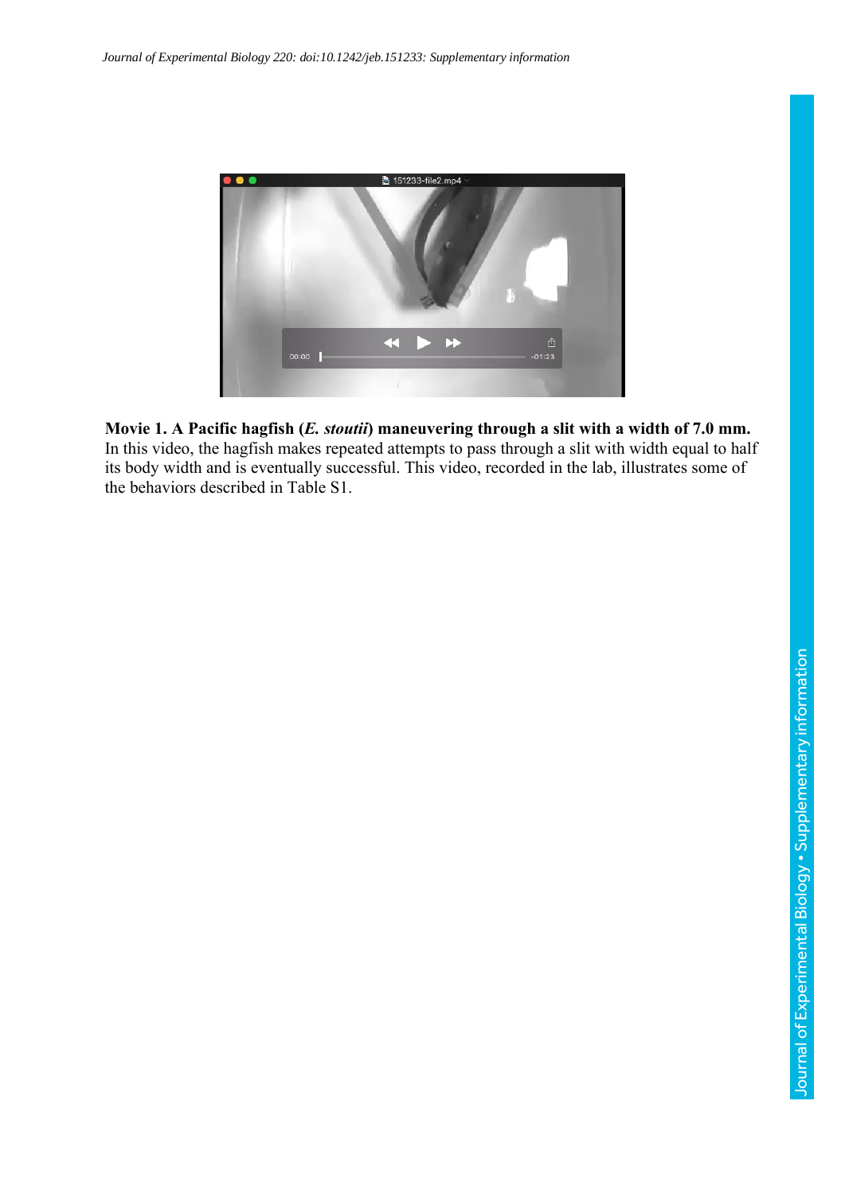**Movie 1. A Pacific hagfish (*E. stoutii*) maneuvering through a slit with a width of 7.0 mm.** In this video, the hagfish makes repeated attempts to pass through a slit with width equal to half its body width and is eventually successful. This video, recorded in the lab, illustrates some of the behaviors described in Table S1.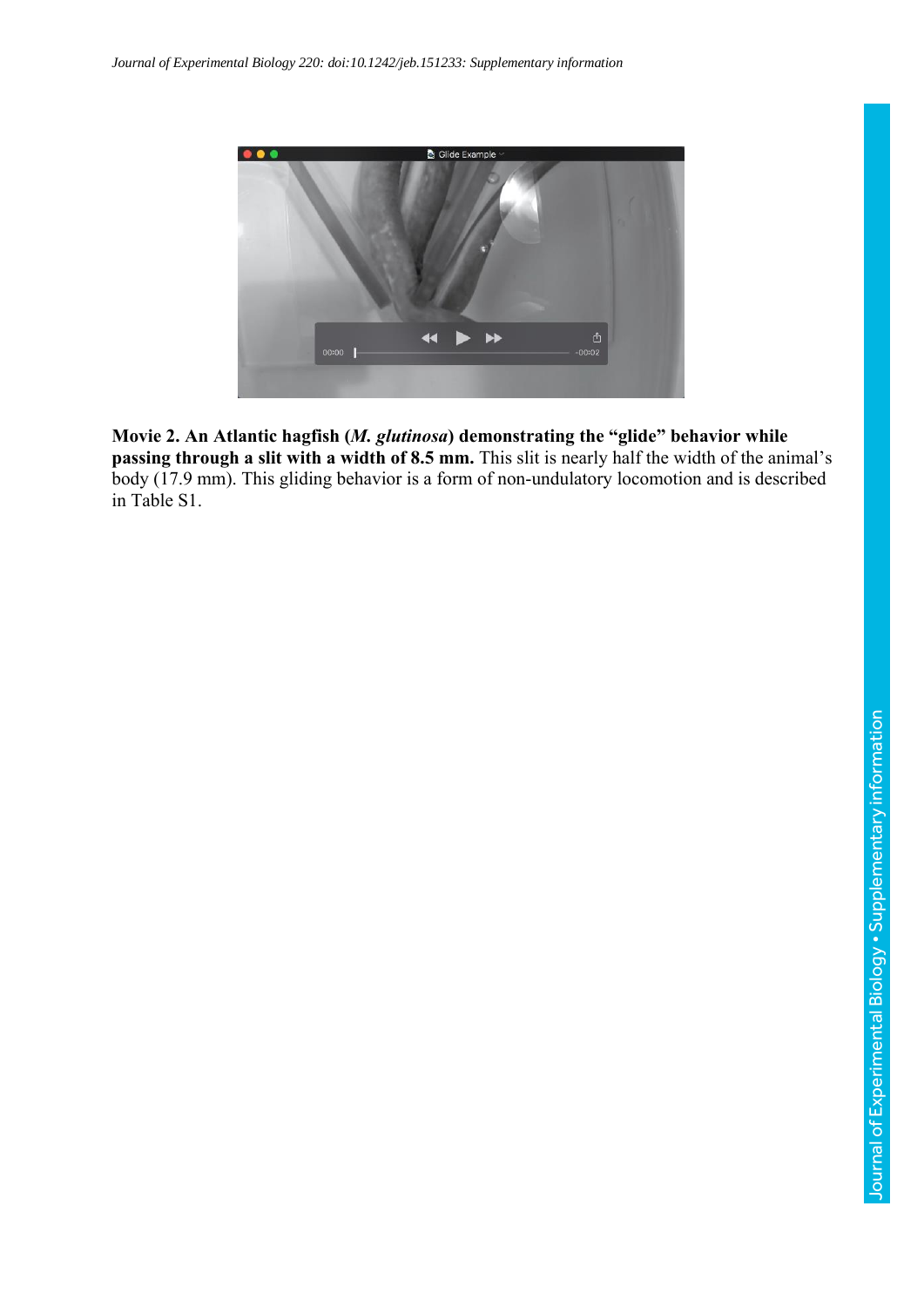**Movie 2. An Atlantic hagfish (*M. glutinosa*) demonstrating the "glide" behavior while passing through a slit with a width of 8.5 mm.** This slit is nearly half the width of the animal's body (17.9 mm). This gliding behavior is a form of non-undulatory locomotion and is described in Table S1.